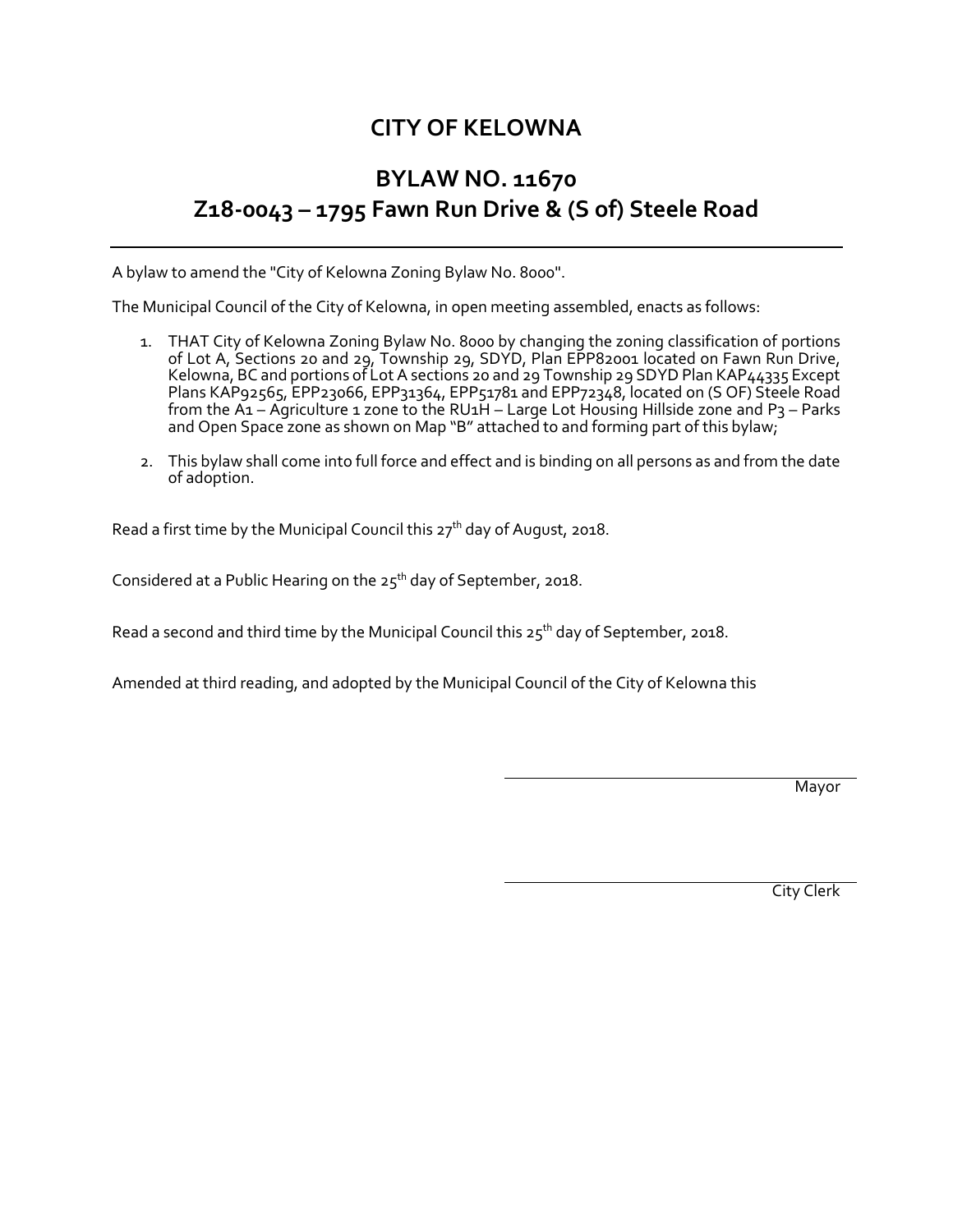# CITY OF KELOWNA

## BYLAW NO. 11670
## Z18-0043 – 1795 Fawn Run Drive & (S of) Steele Road

---

A bylaw to amend the "City of Kelowna Zoning Bylaw No. 8000".

The Municipal Council of the City of Kelowna, in open meeting assembled, enacts as follows:

1. THAT City of Kelowna Zoning Bylaw No. 8000 by changing the zoning classification of portions of Lot A, Sections 20 and 29, Township 29, SDYD, Plan EPP82001 located on Fawn Run Drive, Kelowna, BC and portions of Lot A sections 20 and 29 Township 29 SDYD Plan KAP44335 Except Plans KAP92565, EPP23066, EPP31364, EPP51781 and EPP72348, located on (S OF) Steele Road from the A1 – Agriculture 1 zone to the RU1H – Large Lot Housing Hillside zone and P3 – Parks and Open Space zone as shown on Map "B" attached to and forming part of this bylaw;

2. This bylaw shall come into full force and effect and is binding on all persons as and from the date of adoption.

Read a first time by the Municipal Council this 27th day of August, 2018.

Considered at a Public Hearing on the 25th day of September, 2018.

Read a second and third time by the Municipal Council this 25th day of September, 2018.

Amended at third reading, and adopted by the Municipal Council of the City of Kelowna this

Mayor

City Clerk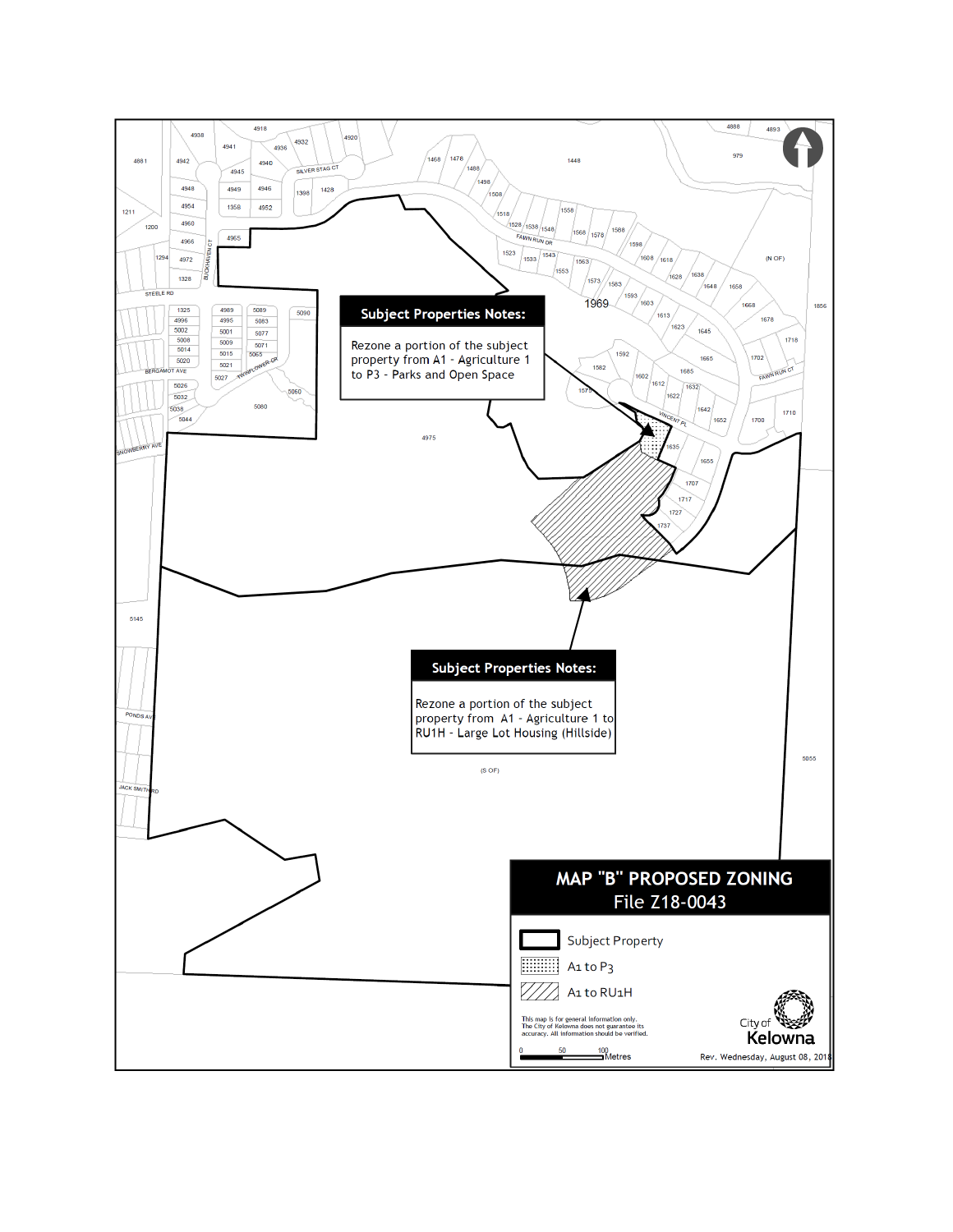## Subject Properties Notes:

Rezone a portion of the subject property from A1 - Agriculture 1 to P3 - Parks and Open Space

## Subject Properties Notes:

Rezone a portion of the subject property from A1 - Agriculture 1 to RU1H - Large Lot Housing (Hillside)

# MAP "B" PROPOSED ZONING
## File Z18-0043

- Subject Property
- A1 to P3
- A1 to RU1H

This map is for general information only. The City of Kelowna does not guarantee its accuracy. All information should be verified.

0 50 100 Metres

City of Kelowna

Rev. Wednesday, August 08, 2018